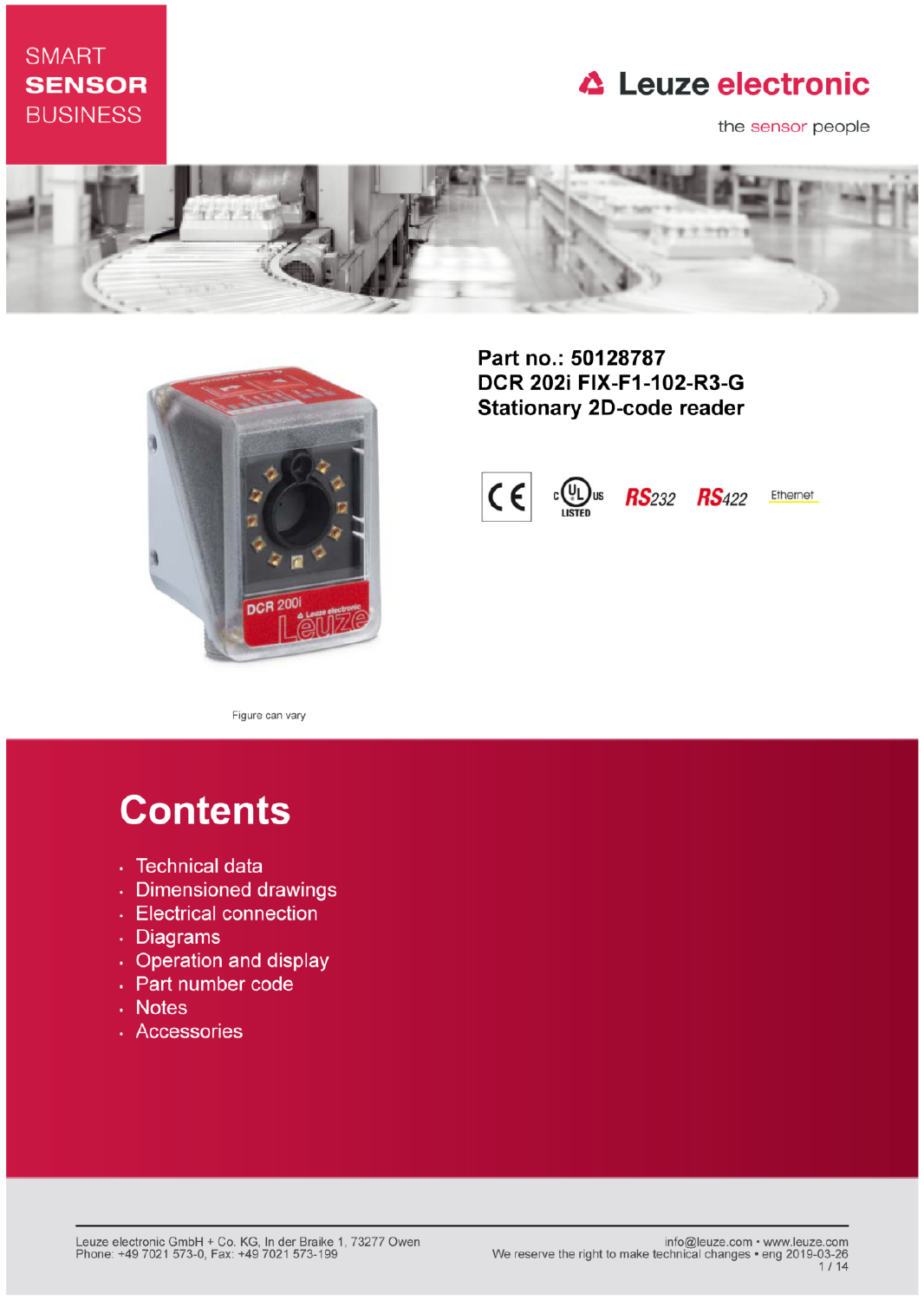SMART
**SENSOR**
BUSINESS

Leuze electronic

the sensor people

**Part no.: 50128787**
**DCR 202i FIX-F1-102-R3-G**
**Stationary 2D-code reader**

RS232 RS422 Ethernet

Figure can vary

# Contents

- Technical data
- Dimensioned drawings
- Electrical connection
- Diagrams
- Operation and display
- Part number code
- Notes
- Accessories

Leuze electronic GmbH + Co. KG, In der Braike 1, 73277 Owen
Phone: +49 7021 573-0, Fax: +49 7021 573-199

info@leuze.com • www.leuze.com
We reserve the right to make technical changes • eng 2019-03-26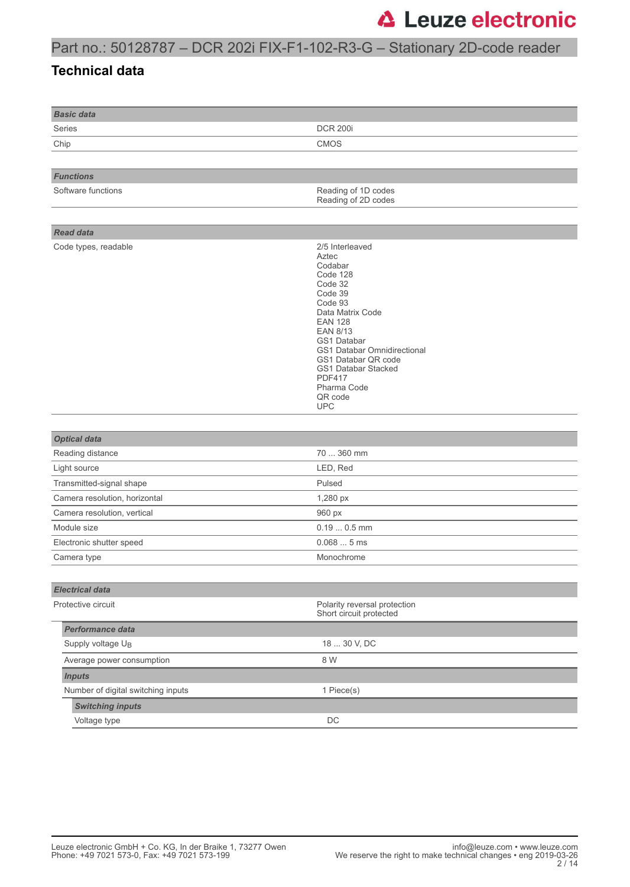# Part no.: 50128787 – DCR 202i FIX-F1-102-R3-G – Stationary 2D-code reader

## Technical data

| ***Basic data*** | |
|---|---|
| Series | DCR 200i |
| Chip | CMOS |

| ***Functions*** | |
|---|---|
| Software functions | Reading of 1D codes<br>Reading of 2D codes |

| ***Read data*** | |
|---|---|
| Code types, readable | 2/5 Interleaved<br>Aztec<br>Codabar<br>Code 128<br>Code 32<br>Code 39<br>Code 93<br>Data Matrix Code<br>EAN 128<br>EAN 8/13<br>GS1 Databar<br>GS1 Databar Omnidirectional<br>GS1 Databar QR code<br>GS1 Databar Stacked<br>PDF417<br>Pharma Code<br>QR code<br>UPC |

| ***Optical data*** | |
|---|---|
| Reading distance | 70 ... 360 mm |
| Light source | LED, Red |
| Transmitted-signal shape | Pulsed |
| Camera resolution, horizontal | 1,280 px |
| Camera resolution, vertical | 960 px |
| Module size | 0.19 ... 0.5 mm |
| Electronic shutter speed | 0.068 ... 5 ms |
| Camera type | Monochrome |

| ***Electrical data*** | |
|---|---|
| Protective circuit | Polarity reversal protection<br>Short circuit protected |
| ***Performance data*** | |
| Supply voltage $U_B$ | 18 ... 30 V, DC |
| Average power consumption | 8 W |
| ***Inputs*** | |
| Number of digital switching inputs | 1 Piece(s) |
| ***Switching inputs*** | |
| Voltage type | DC |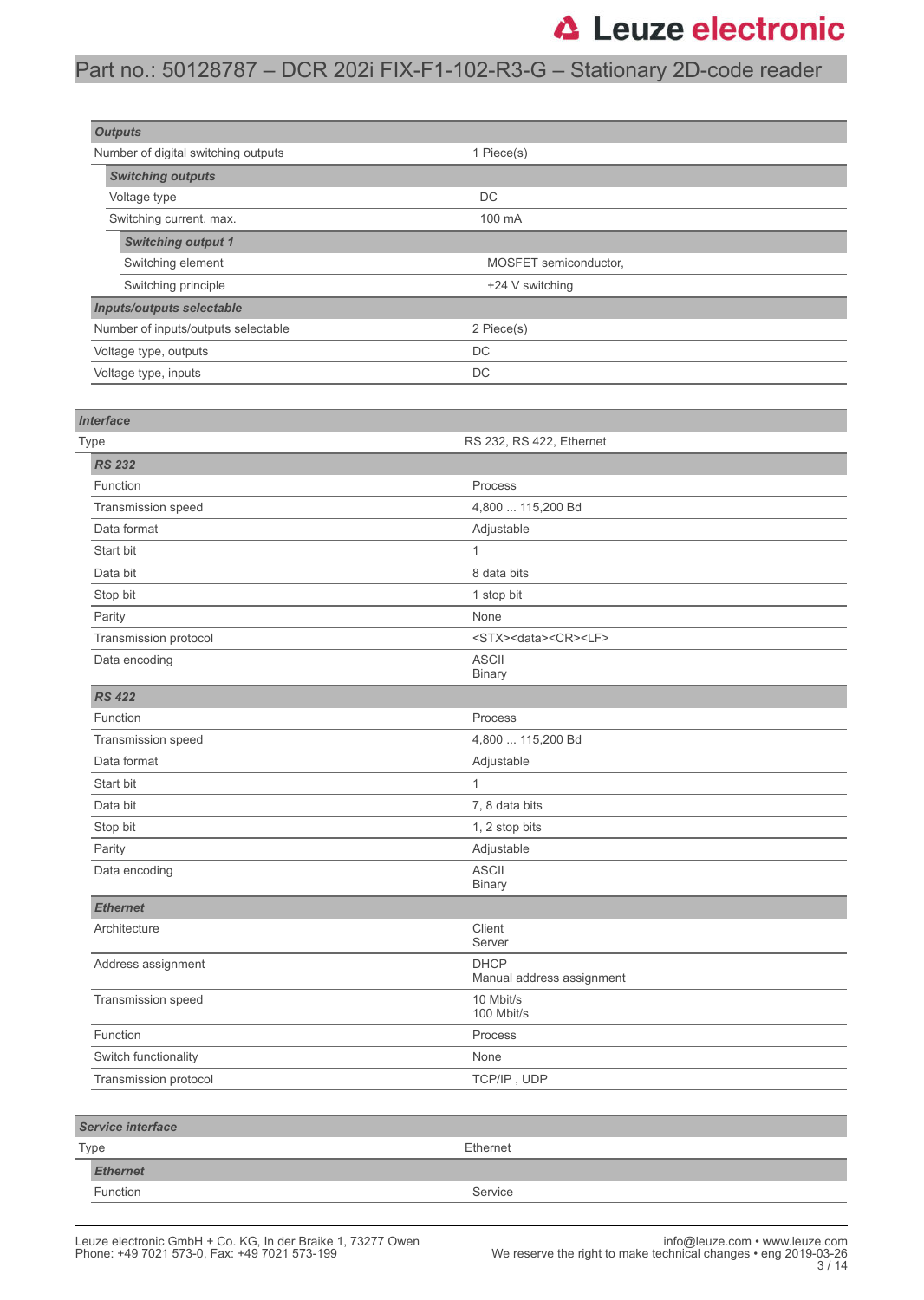| **Outputs** | |
|---|---|
| Number of digital switching outputs | 1 Piece(s) |
| ***Switching outputs*** | |
| Voltage type | DC |
| Switching current, max. | 100 mA |
| ***Switching output 1*** | |
| Switching element | MOSFET semiconductor, |
| Switching principle | +24 V switching |
| ***Inputs/outputs selectable*** | |
| Number of inputs/outputs selectable | 2 Piece(s) |
| Voltage type, outputs | DC |
| Voltage type, inputs | DC |

| ***Interface*** | |
|---|---|
| Type | RS 232, RS 422, Ethernet |
| ***RS 232*** | |
| Function | Process |
| Transmission speed | 4,800 ... 115,200 Bd |
| Data format | Adjustable |
| Start bit | 1 |
| Data bit | 8 data bits |
| Stop bit | 1 stop bit |
| Parity | None |
| Transmission protocol | <STX><data><CR><LF> |
| Data encoding | ASCII<br>Binary |
| ***RS 422*** | |
| Function | Process |
| Transmission speed | 4,800 ... 115,200 Bd |
| Data format | Adjustable |
| Start bit | 1 |
| Data bit | 7, 8 data bits |
| Stop bit | 1, 2 stop bits |
| Parity | Adjustable |
| Data encoding | ASCII<br>Binary |
| ***Ethernet*** | |
| Architecture | Client<br>Server |
| Address assignment | DHCP<br>Manual address assignment |
| Transmission speed | 10 Mbit/s<br>100 Mbit/s |
| Function | Process |
| Switch functionality | None |
| Transmission protocol | TCP/IP , UDP |

| ***Service interface*** | |
|---|---|
| Type | Ethernet |
| ***Ethernet*** | |
| Function | Service |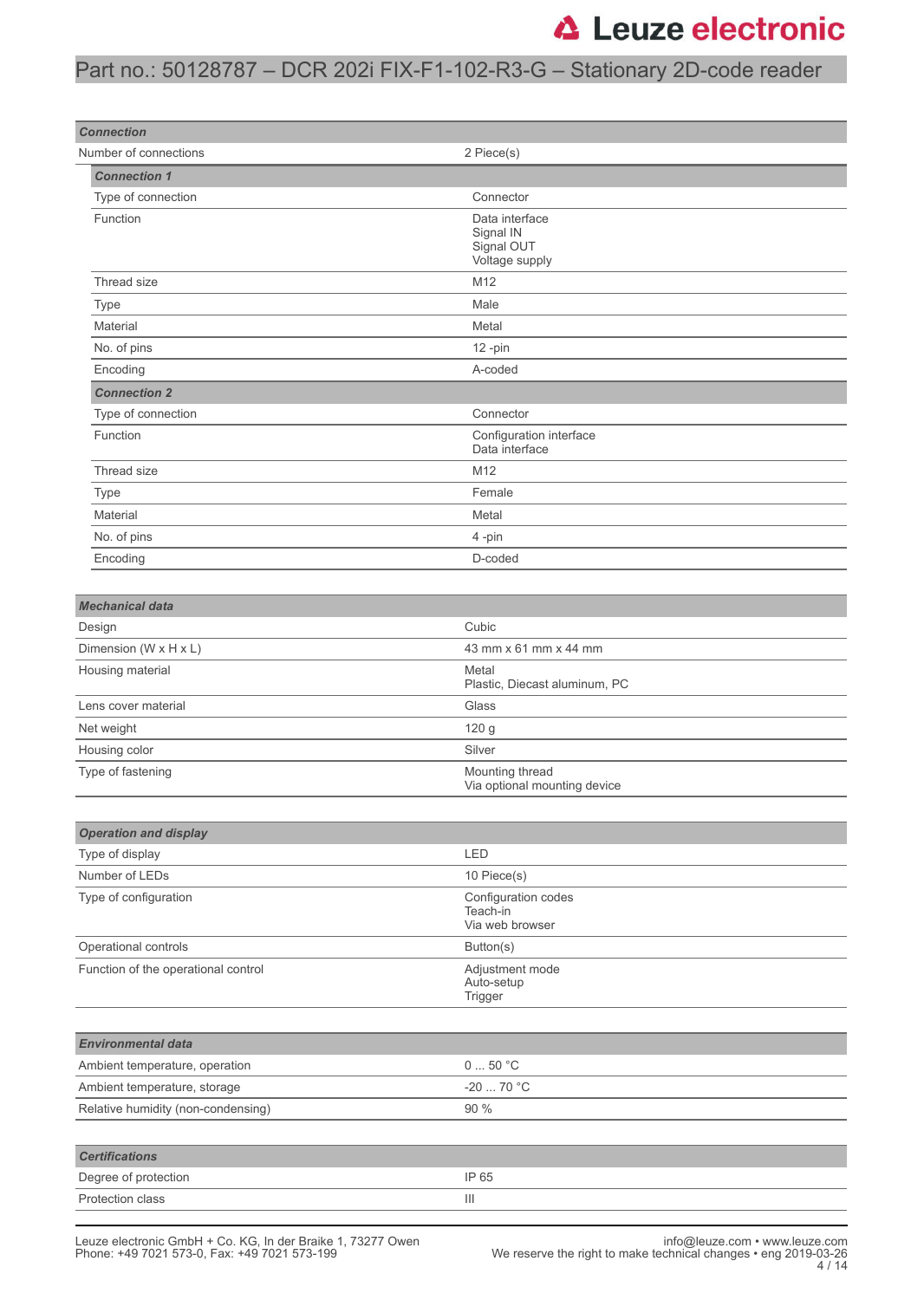## Connection

| | |
|---|---|
| Number of connections | 2 Piece(s) |

### Connection 1

| | |
|---|---|
| Type of connection | Connector |
| Function | Data interface<br>Signal IN<br>Signal OUT<br>Voltage supply |
| Thread size | M12 |
| Type | Male |
| Material | Metal |
| No. of pins | 12 -pin |
| Encoding | A-coded |

### Connection 2

| | |
|---|---|
| Type of connection | Connector |
| Function | Configuration interface<br>Data interface |
| Thread size | M12 |
| Type | Female |
| Material | Metal |
| No. of pins | 4 -pin |
| Encoding | D-coded |

## Mechanical data

| | |
|---|---|
| Design | Cubic |
| Dimension (W x H x L) | 43 mm x 61 mm x 44 mm |
| Housing material | Metal<br>Plastic, Diecast aluminum, PC |
| Lens cover material | Glass |
| Net weight | 120 g |
| Housing color | Silver |
| Type of fastening | Mounting thread<br>Via optional mounting device |

## Operation and display

| | |
|---|---|
| Type of display | LED |
| Number of LEDs | 10 Piece(s) |
| Type of configuration | Configuration codes<br>Teach-in<br>Via web browser |
| Operational controls | Button(s) |
| Function of the operational control | Adjustment mode<br>Auto-setup<br>Trigger |

## Environmental data

| | |
|---|---|
| Ambient temperature, operation | 0 ... 50 °C |
| Ambient temperature, storage | -20 ... 70 °C |
| Relative humidity (non-condensing) | 90 % |

## Certifications

| | |
|---|---|
| Degree of protection | IP 65 |
| Protection class | III |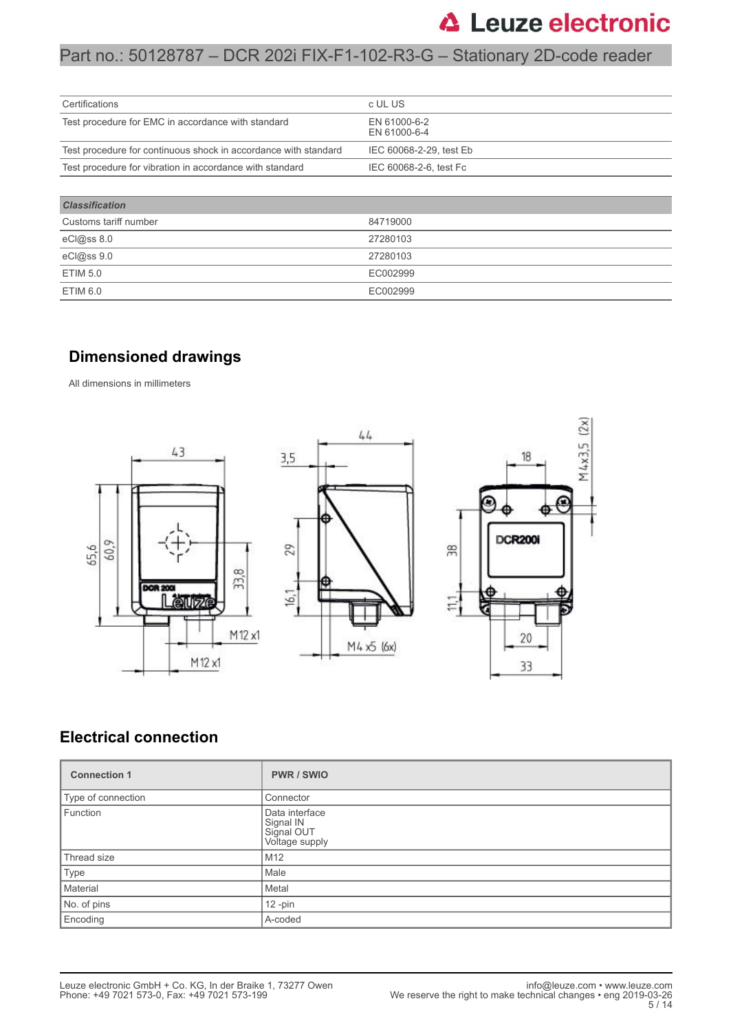| Certifications | c UL US |
|---|---|
| Test procedure for EMC in accordance with standard | EN 61000-6-2<br>EN 61000-6-4 |
| Test procedure for continuous shock in accordance with standard | IEC 60068-2-29, test Eb |
| Test procedure for vibration in accordance with standard | IEC 60068-2-6, test Fc |

| *Classification* | |
|---|---|
| Customs tariff number | 84719000 |
| eCl@ss 8.0 | 27280103 |
| eCl@ss 9.0 | 27280103 |
| ETIM 5.0 | EC002999 |
| ETIM 6.0 | EC002999 |

## Dimensioned drawings

All dimensions in millimeters

## Electrical connection

| Connection 1 | PWR / SWIO |
|---|---|
| Type of connection | Connector |
| Function | Data interface<br>Signal IN<br>Signal OUT<br>Voltage supply |
| Thread size | M12 |
| Type | Male |
| Material | Metal |
| No. of pins | 12 -pin |
| Encoding | A-coded |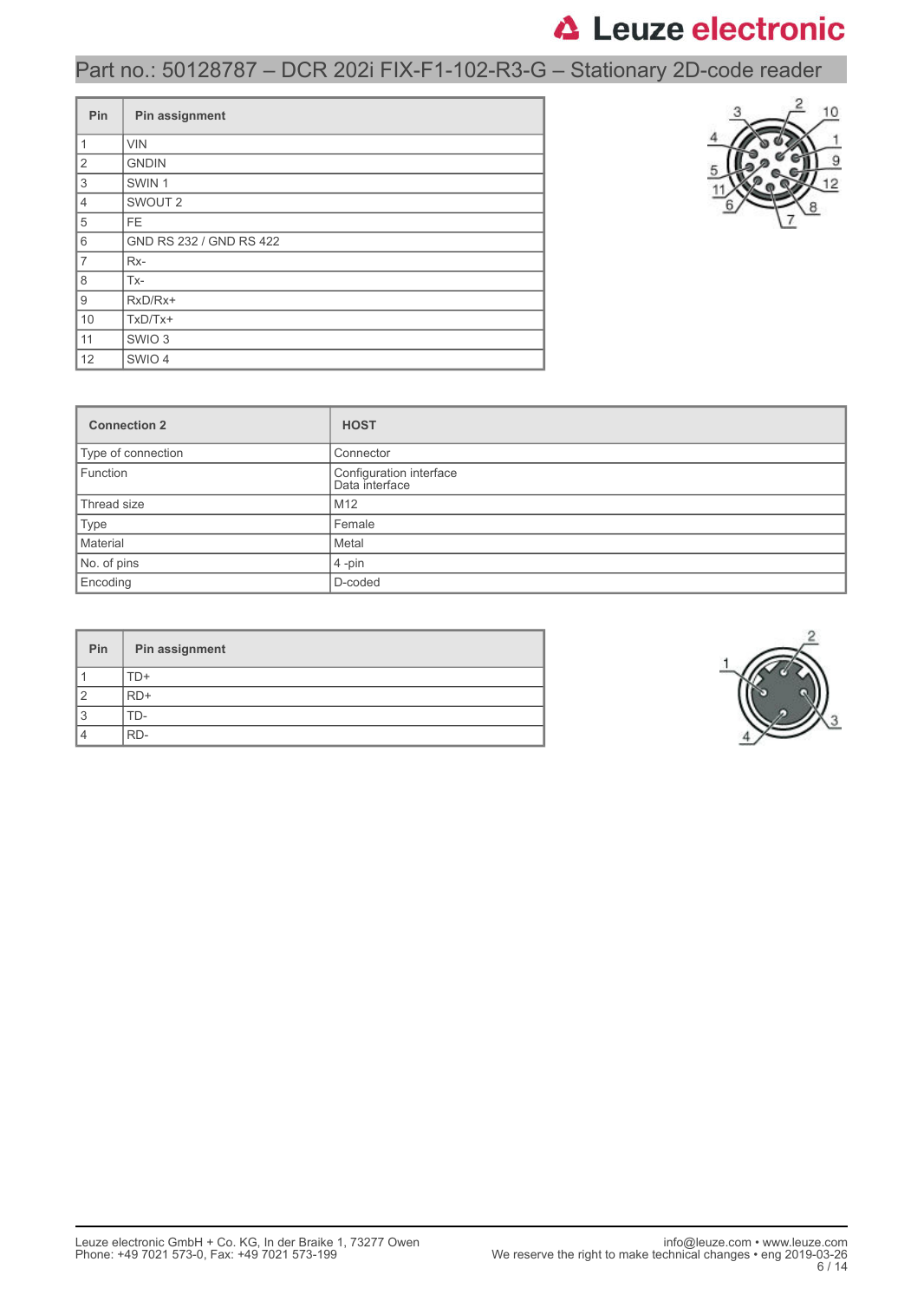| Pin | Pin assignment |
|---|---|
| 1 | VIN |
| 2 | GNDIN |
| 3 | SWIN 1 |
| 4 | SWOUT 2 |
| 5 | FE |
| 6 | GND RS 232 / GND RS 422 |
| 7 | Rx- |
| 8 | Tx- |
| 9 | RxD/Rx+ |
| 10 | TxD/Tx+ |
| 11 | SWIO 3 |
| 12 | SWIO 4 |

| Connection 2 | HOST |
|---|---|
| Type of connection | Connector |
| Function | Configuration interface<br>Data interface |
| Thread size | M12 |
| Type | Female |
| Material | Metal |
| No. of pins | 4 -pin |
| Encoding | D-coded |

| Pin | Pin assignment |
|---|---|
| 1 | TD+ |
| 2 | RD+ |
| 3 | TD- |
| 4 | RD- |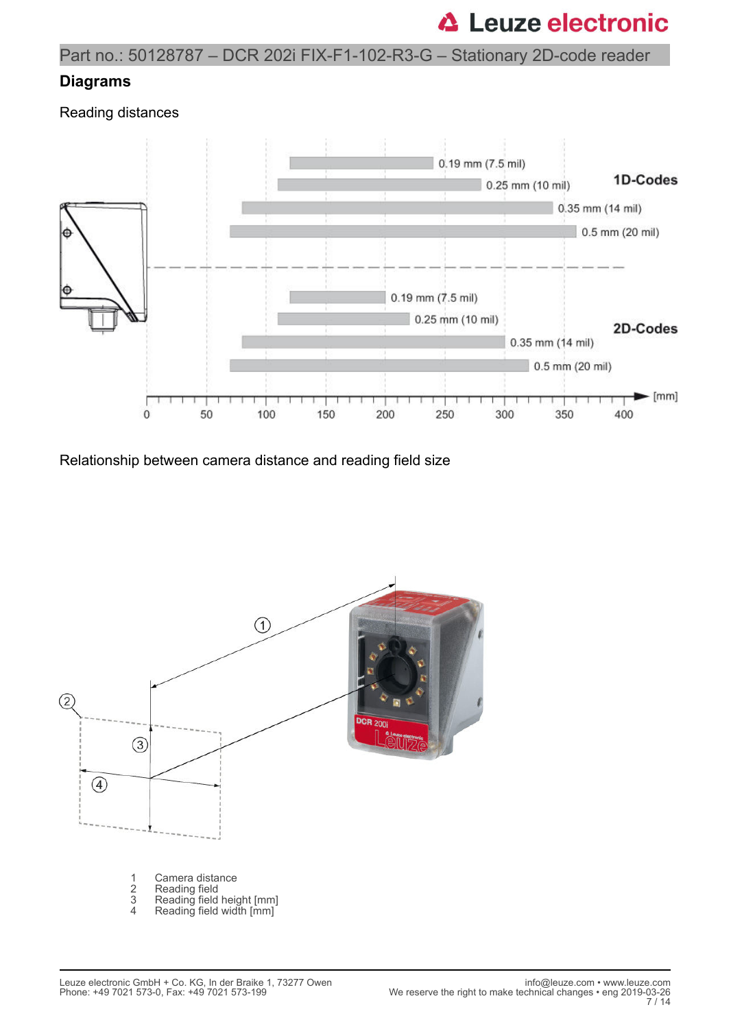## Diagrams

Reading distances

1D-Codes

- 0.19 mm (7.5 mil)
- 0.25 mm (10 mil)
- 0.35 mm (14 mil)
- 0.5 mm (20 mil)

2D-Codes

- 0.19 mm (7.5 mil)
- 0.25 mm (10 mil)
- 0.35 mm (14 mil)
- 0.5 mm (20 mil)

0 50 100 150 200 250 300 350 400 [mm]

Relationship between camera distance and reading field size

1 Camera distance
2 Reading field
3 Reading field height [mm]
4 Reading field width [mm]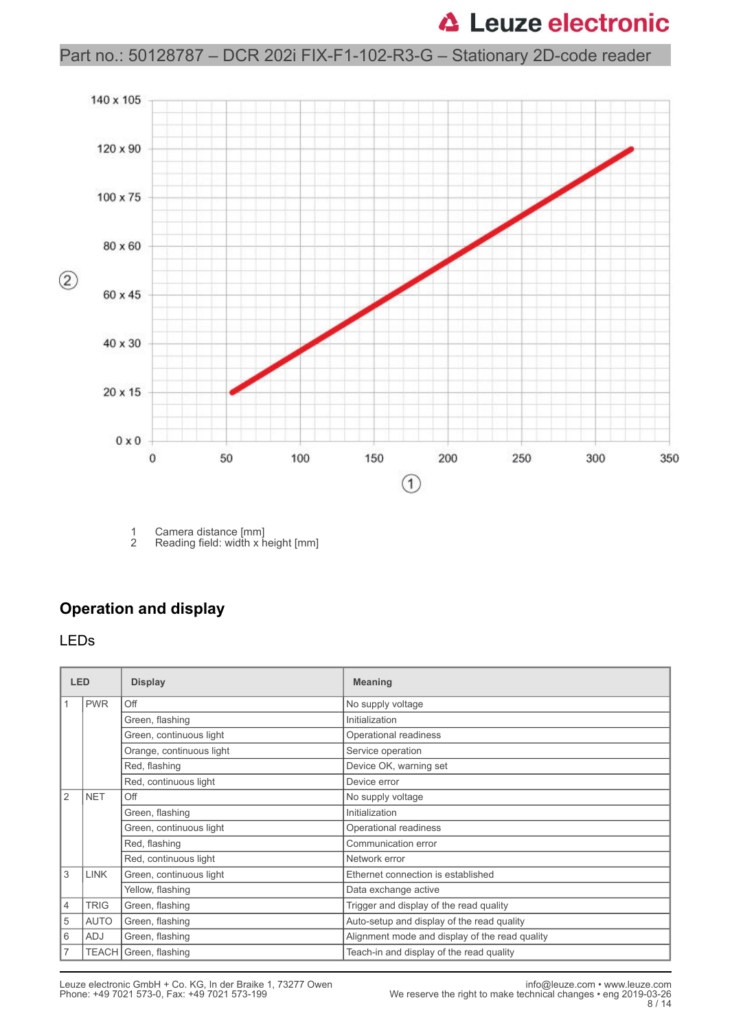1 Camera distance [mm]
2 Reading field: width x height [mm]

## Operation and display

### LEDs

| LED | | Display | Meaning |
|---|---|---|---|
| 1 | PWR | Off | No supply voltage |
| | | Green, flashing | Initialization |
| | | Green, continuous light | Operational readiness |
| | | Orange, continuous light | Service operation |
| | | Red, flashing | Device OK, warning set |
| | | Red, continuous light | Device error |
| 2 | NET | Off | No supply voltage |
| | | Green, flashing | Initialization |
| | | Green, continuous light | Operational readiness |
| | | Red, flashing | Communication error |
| | | Red, continuous light | Network error |
| 3 | LINK | Green, continuous light | Ethernet connection is established |
| | | Yellow, flashing | Data exchange active |
| 4 | TRIG | Green, flashing | Trigger and display of the read quality |
| 5 | AUTO | Green, flashing | Auto-setup and display of the read quality |
| 6 | ADJ | Green, flashing | Alignment mode and display of the read quality |
| 7 | TEACH | Green, flashing | Teach-in and display of the read quality |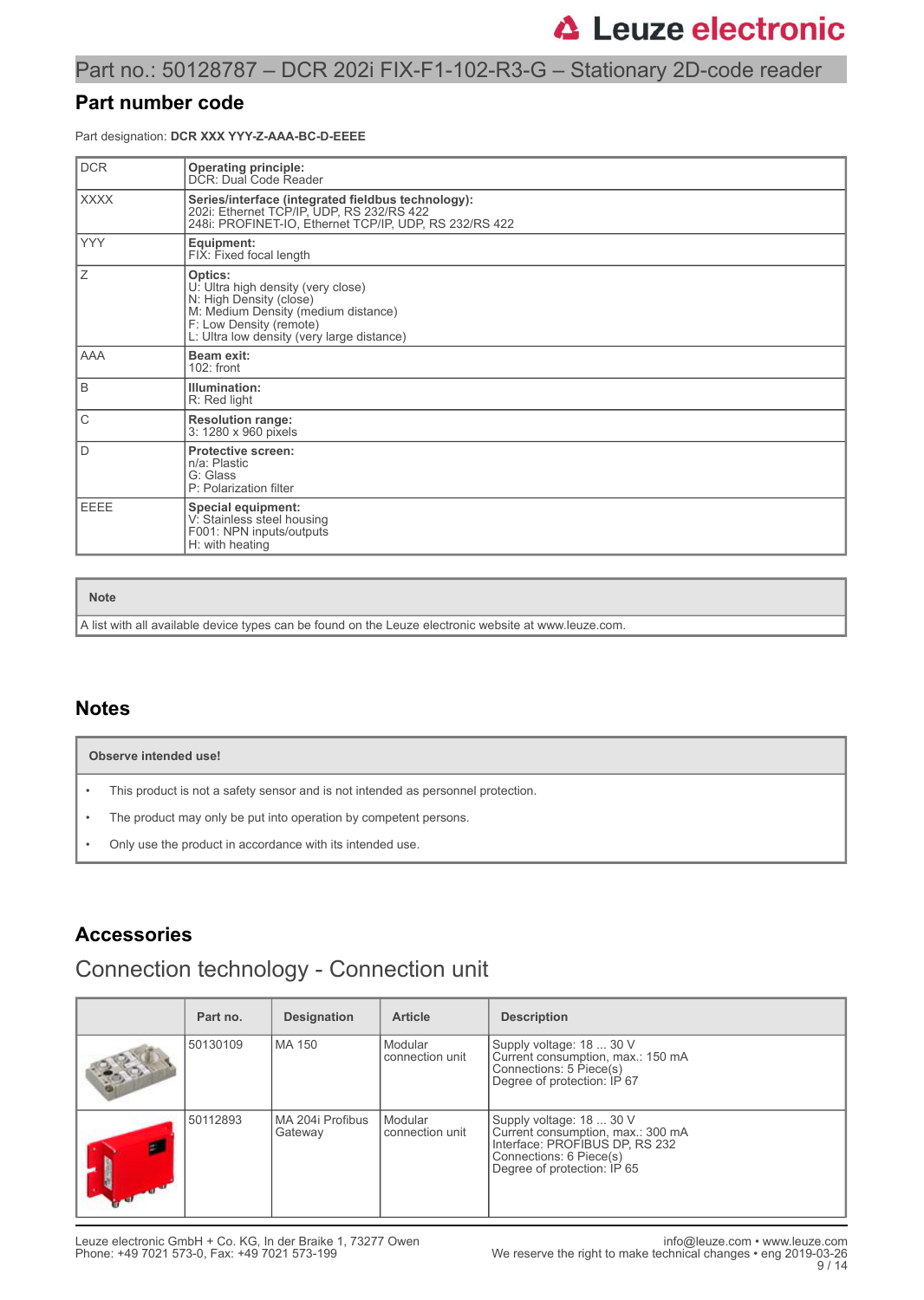# Part no.: 50128787 – DCR 202i FIX-F1-102-R3-G – Stationary 2D-code reader

## Part number code

Part designation: **DCR XXX YYY-Z-AAA-BC-D-EEEE**

| | |
|---|---|
| DCR | **Operating principle:**<br>DCR: Dual Code Reader |
| XXXX | **Series/interface (integrated fieldbus technology):**<br>202i: Ethernet TCP/IP, UDP, RS 232/RS 422<br>248i: PROFINET-IO, Ethernet TCP/IP, UDP, RS 232/RS 422 |
| YYY | **Equipment:**<br>FIX: Fixed focal length |
| Z | **Optics:**<br>U: Ultra high density (very close)<br>N: High Density (close)<br>M: Medium Density (medium distance)<br>F: Low Density (remote)<br>L: Ultra low density (very large distance) |
| AAA | **Beam exit:**<br>102: front |
| B | **Illumination:**<br>R: Red light |
| C | **Resolution range:**<br>3: 1280 x 960 pixels |
| D | **Protective screen:**<br>n/a: Plastic<br>G: Glass<br>P: Polarization filter |
| EEEE | **Special equipment:**<br>V: Stainless steel housing<br>F001: NPN inputs/outputs<br>H: with heating |

| Note |
|---|
| A list with all available device types can be found on the Leuze electronic website at www.leuze.com. |

## Notes

| Observe intended use! |
|---|
| • This product is not a safety sensor and is not intended as personnel protection.<br>• The product may only be put into operation by competent persons.<br>• Only use the product in accordance with its intended use. |

## Accessories

### Connection technology - Connection unit

| | Part no. | Designation | Article | Description |
|---|---|---|---|---|
| | 50130109 | MA 150 | Modular connection unit | Supply voltage: 18 ... 30 V<br>Current consumption, max.: 150 mA<br>Connections: 5 Piece(s)<br>Degree of protection: IP 67 |
| | 50112893 | MA 204i Profibus Gateway | Modular connection unit | Supply voltage: 18 ... 30 V<br>Current consumption, max.: 300 mA<br>Interface: PROFIBUS DP, RS 232<br>Connections: 6 Piece(s)<br>Degree of protection: IP 65 |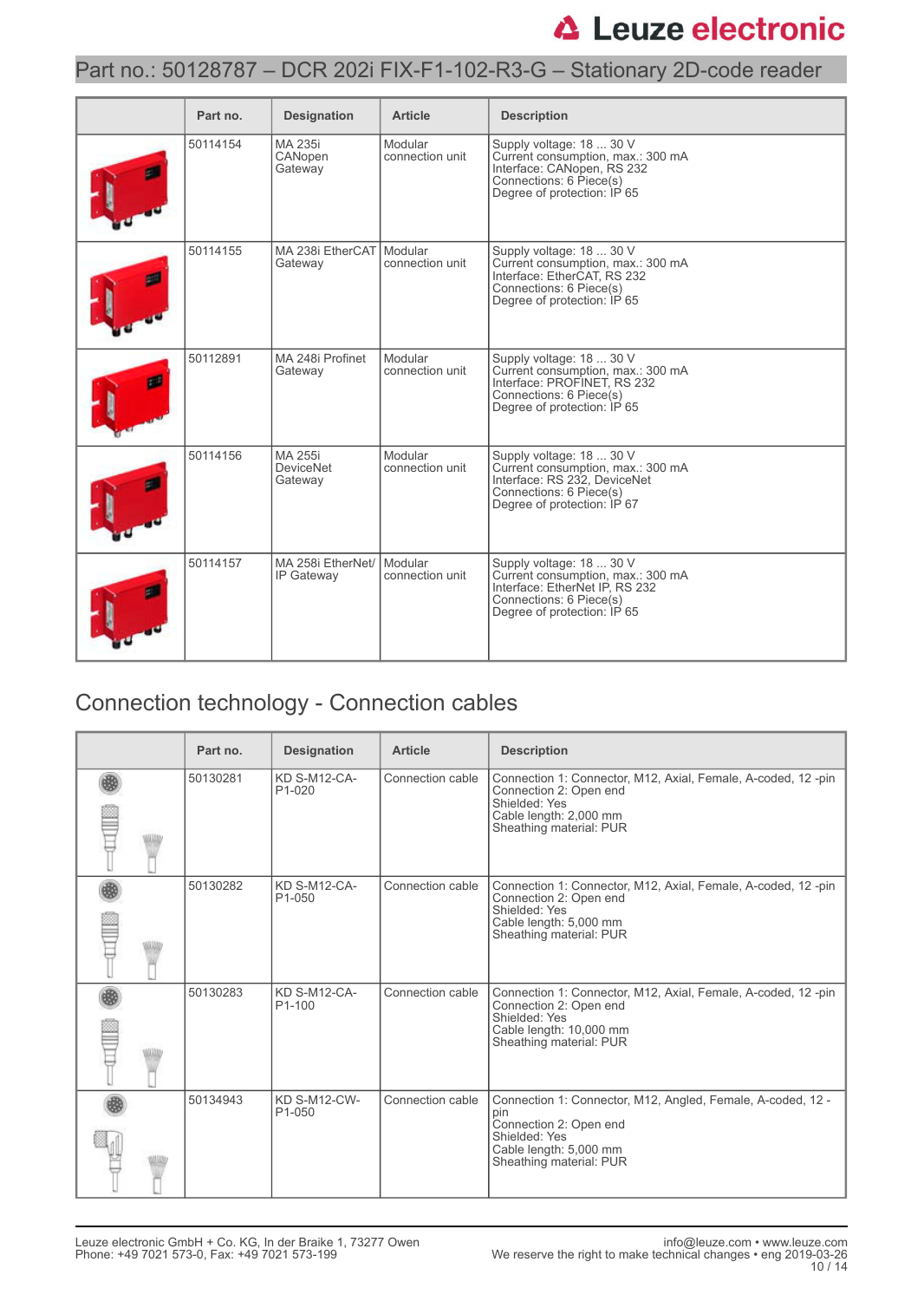## Part no.: 50128787 – DCR 202i FIX-F1-102-R3-G – Stationary 2D-code reader

| | Part no. | Designation | Article | Description |
|---|---|---|---|---|
| | 50114154 | MA 235i CANopen Gateway | Modular connection unit | Supply voltage: 18 ... 30 V<br>Current consumption, max.: 300 mA<br>Interface: CANopen, RS 232<br>Connections: 6 Piece(s)<br>Degree of protection: IP 65 |
| | 50114155 | MA 238i EtherCAT Gateway | Modular connection unit | Supply voltage: 18 ... 30 V<br>Current consumption, max.: 300 mA<br>Interface: EtherCAT, RS 232<br>Connections: 6 Piece(s)<br>Degree of protection: IP 65 |
| | 50112891 | MA 248i Profinet Gateway | Modular connection unit | Supply voltage: 18 ... 30 V<br>Current consumption, max.: 300 mA<br>Interface: PROFINET, RS 232<br>Connections: 6 Piece(s)<br>Degree of protection: IP 65 |
| | 50114156 | MA 255i DeviceNet Gateway | Modular connection unit | Supply voltage: 18 ... 30 V<br>Current consumption, max.: 300 mA<br>Interface: RS 232, DeviceNet<br>Connections: 6 Piece(s)<br>Degree of protection: IP 67 |
| | 50114157 | MA 258i EtherNet/IP Gateway | Modular connection unit | Supply voltage: 18 ... 30 V<br>Current consumption, max.: 300 mA<br>Interface: EtherNet IP, RS 232<br>Connections: 6 Piece(s)<br>Degree of protection: IP 65 |

## Connection technology - Connection cables

| | Part no. | Designation | Article | Description |
|---|---|---|---|---|
| | 50130281 | KD S-M12-CA-P1-020 | Connection cable | Connection 1: Connector, M12, Axial, Female, A-coded, 12 -pin<br>Connection 2: Open end<br>Shielded: Yes<br>Cable length: 2,000 mm<br>Sheathing material: PUR |
| | 50130282 | KD S-M12-CA-P1-050 | Connection cable | Connection 1: Connector, M12, Axial, Female, A-coded, 12 -pin<br>Connection 2: Open end<br>Shielded: Yes<br>Cable length: 5,000 mm<br>Sheathing material: PUR |
| | 50130283 | KD S-M12-CA-P1-100 | Connection cable | Connection 1: Connector, M12, Axial, Female, A-coded, 12 -pin<br>Connection 2: Open end<br>Shielded: Yes<br>Cable length: 10,000 mm<br>Sheathing material: PUR |
| | 50134943 | KD S-M12-CW-P1-050 | Connection cable | Connection 1: Connector, M12, Angled, Female, A-coded, 12 -pin<br>Connection 2: Open end<br>Shielded: Yes<br>Cable length: 5,000 mm<br>Sheathing material: PUR |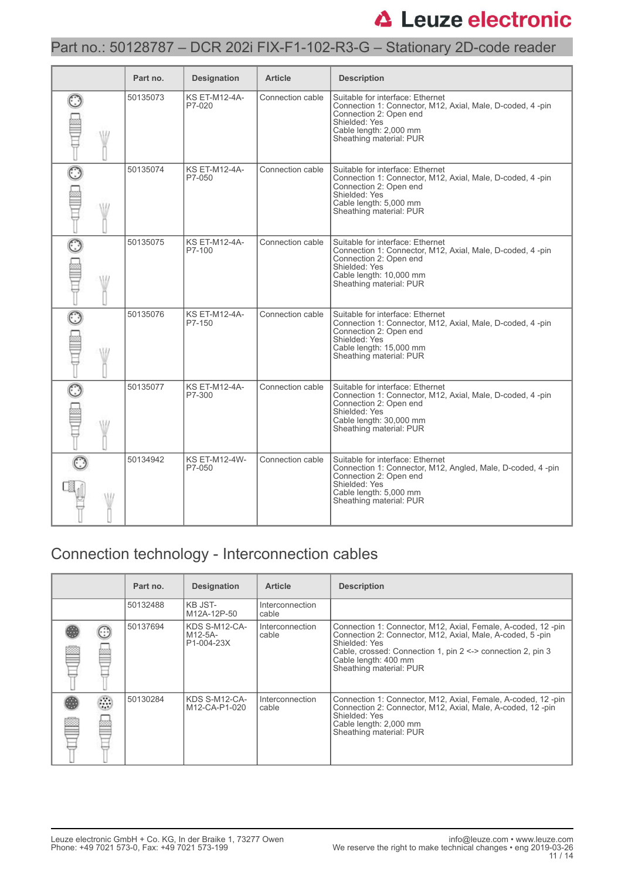## Part no.: 50128787 – DCR 202i FIX-F1-102-R3-G – Stationary 2D-code reader

| | Part no. | Designation | Article | Description |
|---|---|---|---|---|
| | 50135073 | KS ET-M12-4A-P7-020 | Connection cable | Suitable for interface: Ethernet<br>Connection 1: Connector, M12, Axial, Male, D-coded, 4 -pin<br>Connection 2: Open end<br>Shielded: Yes<br>Cable length: 2,000 mm<br>Sheathing material: PUR |
| | 50135074 | KS ET-M12-4A-P7-050 | Connection cable | Suitable for interface: Ethernet<br>Connection 1: Connector, M12, Axial, Male, D-coded, 4 -pin<br>Connection 2: Open end<br>Shielded: Yes<br>Cable length: 5,000 mm<br>Sheathing material: PUR |
| | 50135075 | KS ET-M12-4A-P7-100 | Connection cable | Suitable for interface: Ethernet<br>Connection 1: Connector, M12, Axial, Male, D-coded, 4 -pin<br>Connection 2: Open end<br>Shielded: Yes<br>Cable length: 10,000 mm<br>Sheathing material: PUR |
| | 50135076 | KS ET-M12-4A-P7-150 | Connection cable | Suitable for interface: Ethernet<br>Connection 1: Connector, M12, Axial, Male, D-coded, 4 -pin<br>Connection 2: Open end<br>Shielded: Yes<br>Cable length: 15,000 mm<br>Sheathing material: PUR |
| | 50135077 | KS ET-M12-4A-P7-300 | Connection cable | Suitable for interface: Ethernet<br>Connection 1: Connector, M12, Axial, Male, D-coded, 4 -pin<br>Connection 2: Open end<br>Shielded: Yes<br>Cable length: 30,000 mm<br>Sheathing material: PUR |
| | 50134942 | KS ET-M12-4W-P7-050 | Connection cable | Suitable for interface: Ethernet<br>Connection 1: Connector, M12, Angled, Male, D-coded, 4 -pin<br>Connection 2: Open end<br>Shielded: Yes<br>Cable length: 5,000 mm<br>Sheathing material: PUR |

## Connection technology - Interconnection cables

| | Part no. | Designation | Article | Description |
|---|---|---|---|---|
| | 50132488 | KB JST-M12A-12P-50 | Interconnection cable | |
| | 50137694 | KDS S-M12-CA-M12-5A-P1-004-23X | Interconnection cable | Connection 1: Connector, M12, Axial, Female, A-coded, 12 -pin<br>Connection 2: Connector, M12, Axial, Male, A-coded, 5 -pin<br>Shielded: Yes<br>Cable, crossed: Connection 1, pin 2 <-> connection 2, pin 3<br>Cable length: 400 mm<br>Sheathing material: PUR |
| | 50130284 | KDS S-M12-CA-M12-CA-P1-020 | Interconnection cable | Connection 1: Connector, M12, Axial, Female, A-coded, 12 -pin<br>Connection 2: Connector, M12, Axial, Male, A-coded, 12 -pin<br>Shielded: Yes<br>Cable length: 2,000 mm<br>Sheathing material: PUR |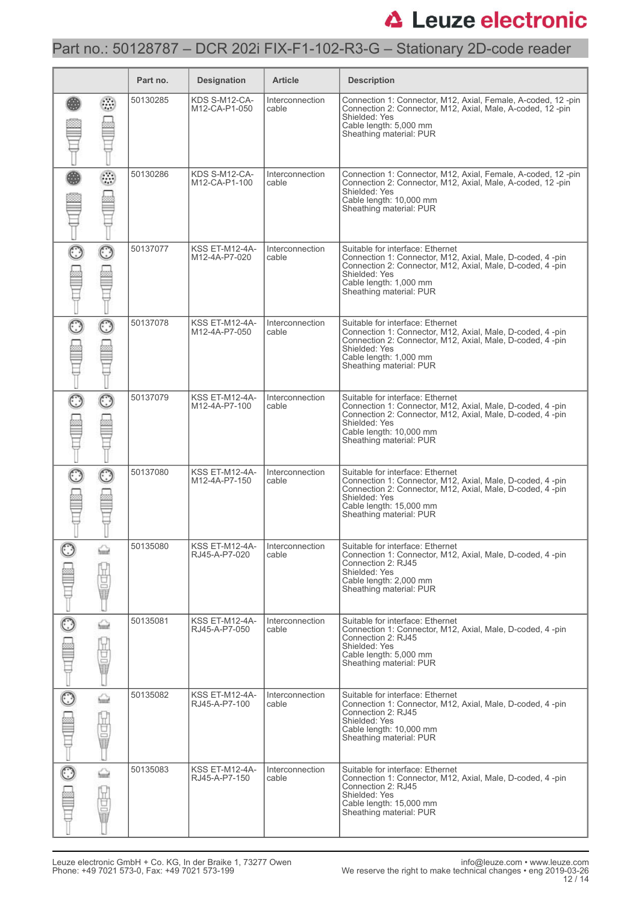# Part no.: 50128787 – DCR 202i FIX-F1-102-R3-G – Stationary 2D-code reader

| | Part no. | Designation | Article | Description |
|---|---|---|---|---|
| | 50130285 | KDS S-M12-CA-M12-CA-P1-050 | Interconnection cable | Connection 1: Connector, M12, Axial, Female, A-coded, 12 -pin<br>Connection 2: Connector, M12, Axial, Male, A-coded, 12 -pin<br>Shielded: Yes<br>Cable length: 5,000 mm<br>Sheathing material: PUR |
| | 50130286 | KDS S-M12-CA-M12-CA-P1-100 | Interconnection cable | Connection 1: Connector, M12, Axial, Female, A-coded, 12 -pin<br>Connection 2: Connector, M12, Axial, Male, A-coded, 12 -pin<br>Shielded: Yes<br>Cable length: 10,000 mm<br>Sheathing material: PUR |
| | 50137077 | KSS ET-M12-4A-M12-4A-P7-020 | Interconnection cable | Suitable for interface: Ethernet<br>Connection 1: Connector, M12, Axial, Male, D-coded, 4 -pin<br>Connection 2: Connector, M12, Axial, Male, D-coded, 4 -pin<br>Shielded: Yes<br>Cable length: 1,000 mm<br>Sheathing material: PUR |
| | 50137078 | KSS ET-M12-4A-M12-4A-P7-050 | Interconnection cable | Suitable for interface: Ethernet<br>Connection 1: Connector, M12, Axial, Male, D-coded, 4 -pin<br>Connection 2: Connector, M12, Axial, Male, D-coded, 4 -pin<br>Shielded: Yes<br>Cable length: 1,000 mm<br>Sheathing material: PUR |
| | 50137079 | KSS ET-M12-4A-M12-4A-P7-100 | Interconnection cable | Suitable for interface: Ethernet<br>Connection 1: Connector, M12, Axial, Male, D-coded, 4 -pin<br>Connection 2: Connector, M12, Axial, Male, D-coded, 4 -pin<br>Shielded: Yes<br>Cable length: 10,000 mm<br>Sheathing material: PUR |
| | 50137080 | KSS ET-M12-4A-M12-4A-P7-150 | Interconnection cable | Suitable for interface: Ethernet<br>Connection 1: Connector, M12, Axial, Male, D-coded, 4 -pin<br>Connection 2: Connector, M12, Axial, Male, D-coded, 4 -pin<br>Shielded: Yes<br>Cable length: 15,000 mm<br>Sheathing material: PUR |
| | 50135080 | KSS ET-M12-4A-RJ45-A-P7-020 | Interconnection cable | Suitable for interface: Ethernet<br>Connection 1: Connector, M12, Axial, Male, D-coded, 4 -pin<br>Connection 2: RJ45<br>Shielded: Yes<br>Cable length: 2,000 mm<br>Sheathing material: PUR |
| | 50135081 | KSS ET-M12-4A-RJ45-A-P7-050 | Interconnection cable | Suitable for interface: Ethernet<br>Connection 1: Connector, M12, Axial, Male, D-coded, 4 -pin<br>Connection 2: RJ45<br>Shielded: Yes<br>Cable length: 5,000 mm<br>Sheathing material: PUR |
| | 50135082 | KSS ET-M12-4A-RJ45-A-P7-100 | Interconnection cable | Suitable for interface: Ethernet<br>Connection 1: Connector, M12, Axial, Male, D-coded, 4 -pin<br>Connection 2: RJ45<br>Shielded: Yes<br>Cable length: 10,000 mm<br>Sheathing material: PUR |
| | 50135083 | KSS ET-M12-4A-RJ45-A-P7-150 | Interconnection cable | Suitable for interface: Ethernet<br>Connection 1: Connector, M12, Axial, Male, D-coded, 4 -pin<br>Connection 2: RJ45<br>Shielded: Yes<br>Cable length: 15,000 mm<br>Sheathing material: PUR |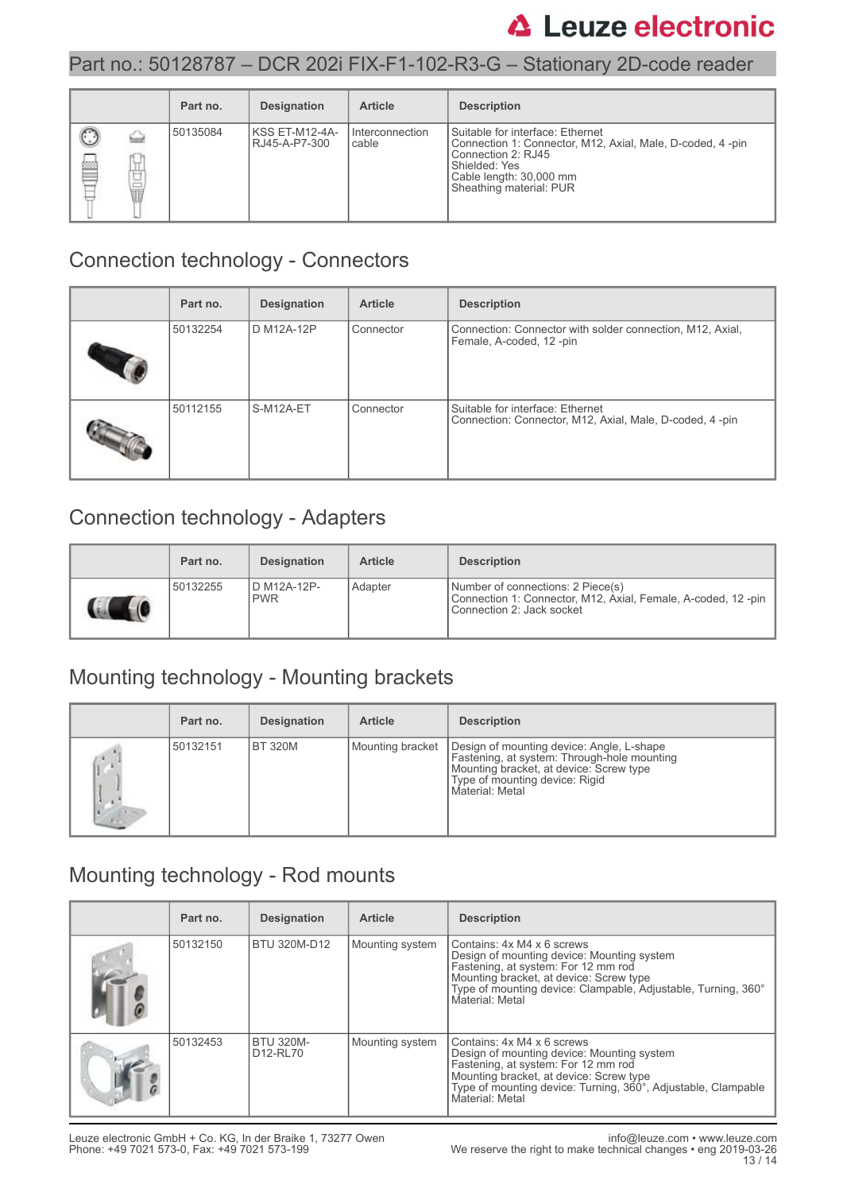| | Part no. | Designation | Article | Description |
|---|---|---|---|---|
| | 50135084 | KSS ET-M12-4A-RJ45-A-P7-300 | Interconnection cable | Suitable for interface: Ethernet<br>Connection 1: Connector, M12, Axial, Male, D-coded, 4 -pin<br>Connection 2: RJ45<br>Shielded: Yes<br>Cable length: 30,000 mm<br>Sheathing material: PUR |

## Connection technology - Connectors

| | Part no. | Designation | Article | Description |
|---|---|---|---|---|
| | 50132254 | D M12A-12P | Connector | Connection: Connector with solder connection, M12, Axial, Female, A-coded, 12 -pin |
| | 50112155 | S-M12A-ET | Connector | Suitable for interface: Ethernet<br>Connection: Connector, M12, Axial, Male, D-coded, 4 -pin |

## Connection technology - Adapters

| | Part no. | Designation | Article | Description |
|---|---|---|---|---|
| | 50132255 | D M12A-12P-PWR | Adapter | Number of connections: 2 Piece(s)<br>Connection 1: Connector, M12, Axial, Female, A-coded, 12 -pin<br>Connection 2: Jack socket |

## Mounting technology - Mounting brackets

| | Part no. | Designation | Article | Description |
|---|---|---|---|---|
| | 50132151 | BT 320M | Mounting bracket | Design of mounting device: Angle, L-shape<br>Fastening, at system: Through-hole mounting<br>Mounting bracket, at device: Screw type<br>Type of mounting device: Rigid<br>Material: Metal |

## Mounting technology - Rod mounts

| | Part no. | Designation | Article | Description |
|---|---|---|---|---|
| | 50132150 | BTU 320M-D12 | Mounting system | Contains: 4x M4 x 6 screws<br>Design of mounting device: Mounting system<br>Fastening, at system: For 12 mm rod<br>Mounting bracket, at device: Screw type<br>Type of mounting device: Clampable, Adjustable, Turning, 360°<br>Material: Metal |
| | 50132453 | BTU 320M-D12-RL70 | Mounting system | Contains: 4x M4 x 6 screws<br>Design of mounting device: Mounting system<br>Fastening, at system: For 12 mm rod<br>Mounting bracket, at device: Screw type<br>Type of mounting device: Turning, 360°, Adjustable, Clampable<br>Material: Metal |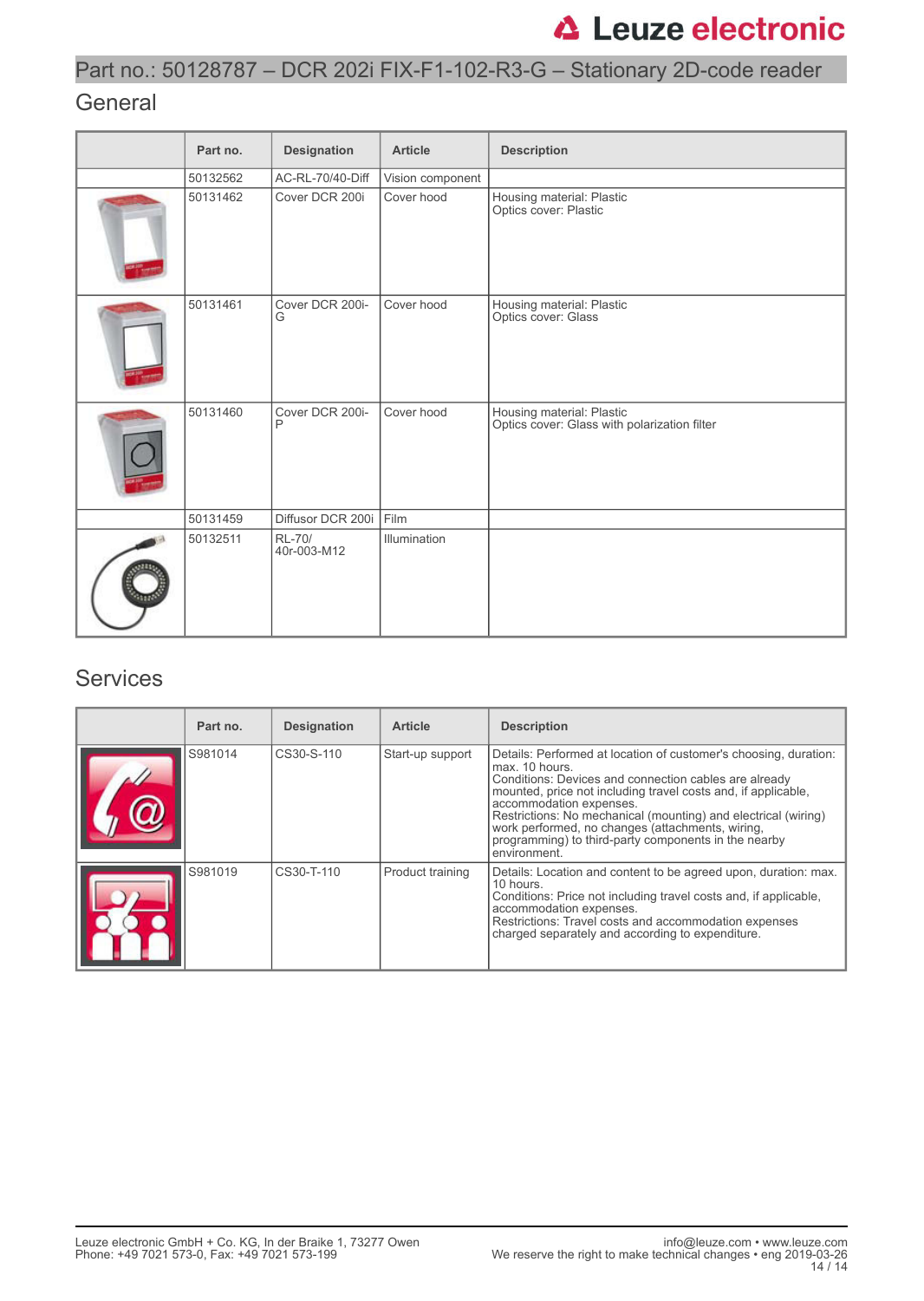Part no.: 50128787 – DCR 202i FIX-F1-102-R3-G – Stationary 2D-code reader

## General

| | Part no. | Designation | Article | Description |
|---|---|---|---|---|
| | 50132562 | AC-RL-70/40-Diff | Vision component | |
| | 50131462 | Cover DCR 200i | Cover hood | Housing material: Plastic<br>Optics cover: Plastic |
| | 50131461 | Cover DCR 200i-G | Cover hood | Housing material: Plastic<br>Optics cover: Glass |
| | 50131460 | Cover DCR 200i-P | Cover hood | Housing material: Plastic<br>Optics cover: Glass with polarization filter |
| | 50131459 | Diffusor DCR 200i | Film | |
| | 50132511 | RL-70/40r-003-M12 | Illumination | |

## Services

| | Part no. | Designation | Article | Description |
|---|---|---|---|---|
| | S981014 | CS30-S-110 | Start-up support | Details: Performed at location of customer's choosing, duration: max. 10 hours.<br>Conditions: Devices and connection cables are already mounted, price not including travel costs and, if applicable, accommodation expenses.<br>Restrictions: No mechanical (mounting) and electrical (wiring) work performed, no changes (attachments, wiring, programming) to third-party components in the nearby environment. |
| | S981019 | CS30-T-110 | Product training | Details: Location and content to be agreed upon, duration: max. 10 hours.<br>Conditions: Price not including travel costs and, if applicable, accommodation expenses.<br>Restrictions: Travel costs and accommodation expenses charged separately and according to expenditure. |